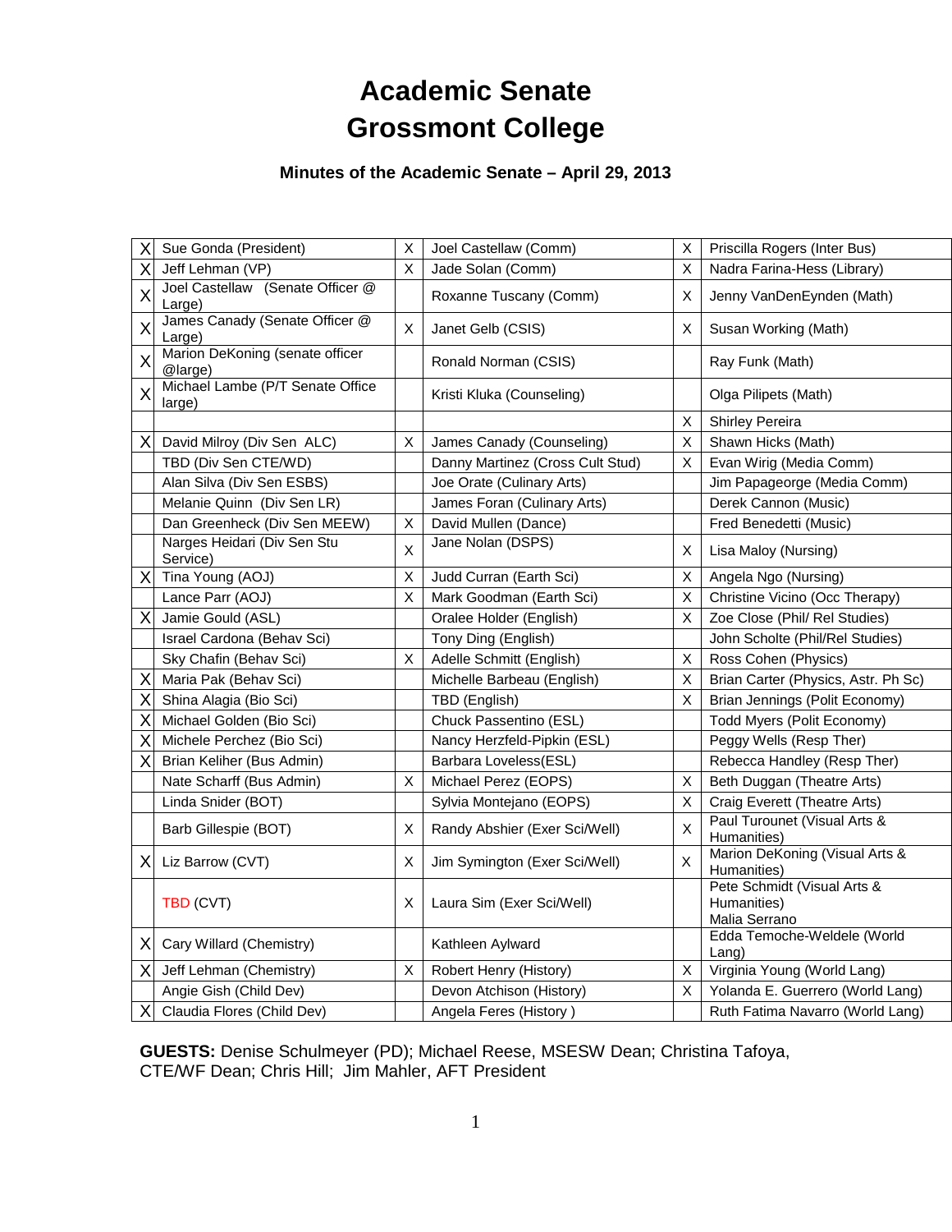# Academic Senate
# Grossmont College

### Minutes of the Academic Senate – April 29, 2013

| | | | | | |
|---|---|---|---|---|---|
| X | Sue Gonda (President) | X | Joel Castellaw (Comm) | X | Priscilla Rogers (Inter Bus) |
| X | Jeff Lehman (VP) | X | Jade Solan (Comm) | X | Nadra Farina-Hess (Library) |
| X | Joel Castellaw (Senate Officer @ Large) | | Roxanne Tuscany (Comm) | X | Jenny VanDenEynden (Math) |
| X | James Canady (Senate Officer @ Large) | X | Janet Gelb (CSIS) | X | Susan Working (Math) |
| X | Marion DeKoning (senate officer @large) | | Ronald Norman (CSIS) | | Ray Funk (Math) |
| X | Michael Lambe (P/T Senate Office large) | | Kristi Kluka (Counseling) | | Olga Pilipets (Math) |
| | | | | X | Shirley Pereira |
| X | David Milroy (Div Sen ALC) | X | James Canady (Counseling) | X | Shawn Hicks (Math) |
| | TBD (Div Sen CTE/WD) | | Danny Martinez (Cross Cult Stud) | X | Evan Wirig (Media Comm) |
| | Alan Silva (Div Sen ESBS) | | Joe Orate (Culinary Arts) | | Jim Papageorge (Media Comm) |
| | Melanie Quinn (Div Sen LR) | | James Foran (Culinary Arts) | | Derek Cannon (Music) |
| | Dan Greenheck (Div Sen MEEW) | X | David Mullen (Dance) | | Fred Benedetti (Music) |
| | Narges Heidari (Div Sen Stu Service) | X | Jane Nolan (DSPS) | X | Lisa Maloy (Nursing) |
| X | Tina Young (AOJ) | X | Judd Curran (Earth Sci) | X | Angela Ngo (Nursing) |
| | Lance Parr (AOJ) | X | Mark Goodman (Earth Sci) | X | Christine Vicino (Occ Therapy) |
| X | Jamie Gould (ASL) | | Oralee Holder (English) | X | Zoe Close (Phil/ Rel Studies) |
| | Israel Cardona (Behav Sci) | | Tony Ding (English) | | John Scholte (Phil/Rel Studies) |
| | Sky Chafin (Behav Sci) | X | Adelle Schmitt (English) | X | Ross Cohen (Physics) |
| X | Maria Pak (Behav Sci) | | Michelle Barbeau (English) | X | Brian Carter (Physics, Astr. Ph Sc) |
| X | Shina Alagia (Bio Sci) | | TBD (English) | X | Brian Jennings (Polit Economy) |
| X | Michael Golden (Bio Sci) | | Chuck Passentino (ESL) | | Todd Myers (Polit Economy) |
| X | Michele Perchez (Bio Sci) | | Nancy Herzfeld-Pipkin (ESL) | | Peggy Wells (Resp Ther) |
| X | Brian Keliher (Bus Admin) | | Barbara Loveless(ESL) | | Rebecca Handley (Resp Ther) |
| | Nate Scharff (Bus Admin) | X | Michael Perez (EOPS) | X | Beth Duggan (Theatre Arts) |
| | Linda Snider (BOT) | | Sylvia Montejano (EOPS) | X | Craig Everett (Theatre Arts) |
| | Barb Gillespie (BOT) | X | Randy Abshier (Exer Sci/Well) | X | Paul Turounet (Visual Arts & Humanities) |
| X | Liz Barrow (CVT) | X | Jim Symington (Exer Sci/Well) | X | Marion DeKoning (Visual Arts & Humanities) |
| | TBD (CVT) | X | Laura Sim (Exer Sci/Well) | | Pete Schmidt (Visual Arts & Humanities) Malia Serrano |
| X | Cary Willard (Chemistry) | | Kathleen Aylward | | Edda Temoche-Weldele (World Lang) |
| X | Jeff Lehman (Chemistry) | X | Robert Henry (History) | X | Virginia Young (World Lang) |
| | Angie Gish (Child Dev) | | Devon Atchison (History) | X | Yolanda E. Guerrero (World Lang) |
| X | Claudia Flores (Child Dev) | | Angela Feres (History ) | | Ruth Fatima Navarro (World Lang) |

**GUESTS:** Denise Schulmeyer (PD); Michael Reese, MSESW Dean; Christina Tafoya, CTE/WF Dean; Chris Hill; Jim Mahler, AFT President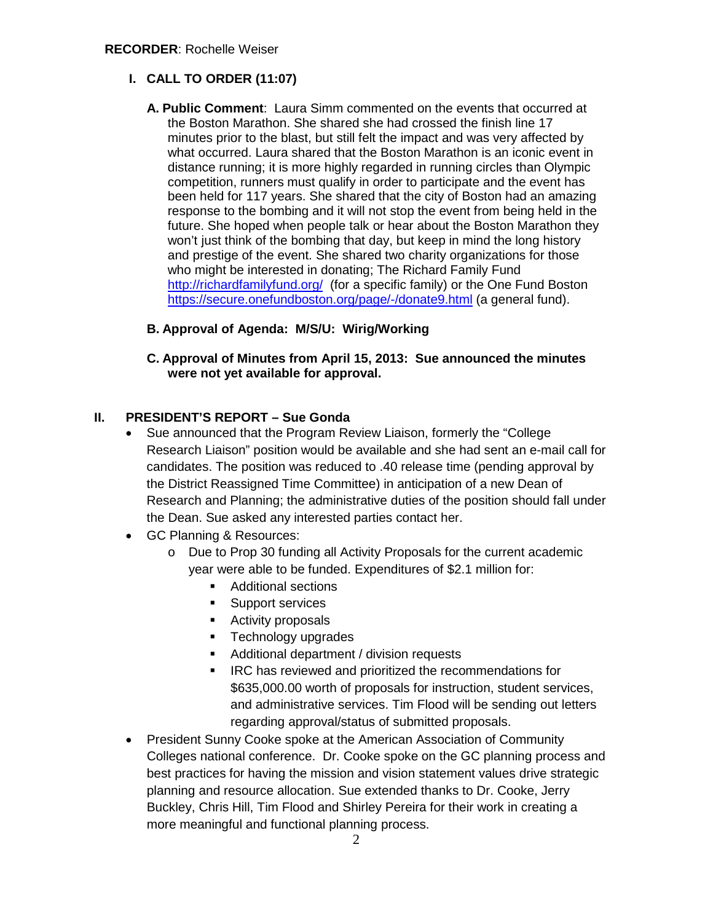**RECORDER**: Rochelle Weiser

## I. CALL TO ORDER (11:07)

**A. Public Comment**: Laura Simm commented on the events that occurred at the Boston Marathon. She shared she had crossed the finish line 17 minutes prior to the blast, but still felt the impact and was very affected by what occurred. Laura shared that the Boston Marathon is an iconic event in distance running; it is more highly regarded in running circles than Olympic competition, runners must qualify in order to participate and the event has been held for 117 years. She shared that the city of Boston had an amazing response to the bombing and it will not stop the event from being held in the future. She hoped when people talk or hear about the Boston Marathon they won't just think of the bombing that day, but keep in mind the long history and prestige of the event. She shared two charity organizations for those who might be interested in donating; The Richard Family Fund http://richardfamilyfund.org/ (for a specific family) or the One Fund Boston https://secure.onefundboston.org/page/-/donate9.html (a general fund).

**B. Approval of Agenda: M/S/U: Wirig/Working**

**C. Approval of Minutes from April 15, 2013: Sue announced the minutes were not yet available for approval.**

## II. PRESIDENT'S REPORT – Sue Gonda

- Sue announced that the Program Review Liaison, formerly the "College Research Liaison" position would be available and she had sent an e-mail call for candidates. The position was reduced to .40 release time (pending approval by the District Reassigned Time Committee) in anticipation of a new Dean of Research and Planning; the administrative duties of the position should fall under the Dean. Sue asked any interested parties contact her.
- GC Planning & Resources:
  - Due to Prop 30 funding all Activity Proposals for the current academic year were able to be funded. Expenditures of $2.1 million for:
    - Additional sections
    - Support services
    - Activity proposals
    - Technology upgrades
    - Additional department / division requests
    - IRC has reviewed and prioritized the recommendations for $635,000.00 worth of proposals for instruction, student services, and administrative services. Tim Flood will be sending out letters regarding approval/status of submitted proposals.
- President Sunny Cooke spoke at the American Association of Community Colleges national conference. Dr. Cooke spoke on the GC planning process and best practices for having the mission and vision statement values drive strategic planning and resource allocation. Sue extended thanks to Dr. Cooke, Jerry Buckley, Chris Hill, Tim Flood and Shirley Pereira for their work in creating a more meaningful and functional planning process.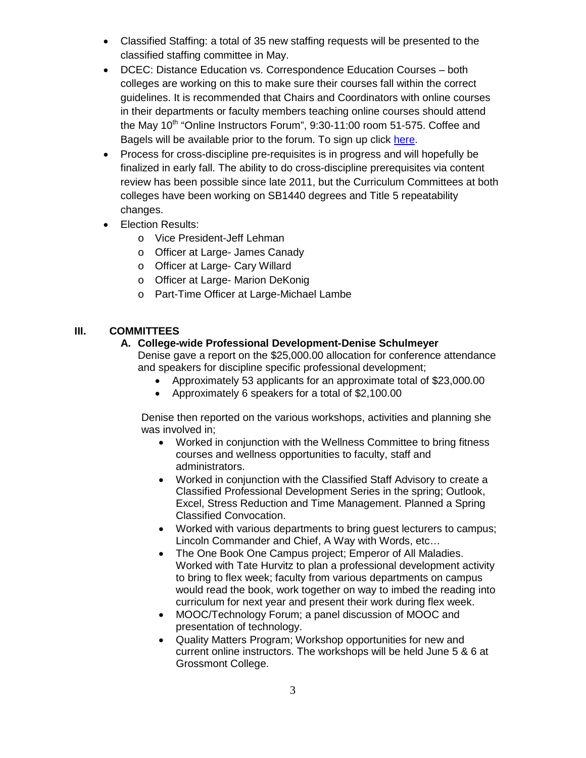- Classified Staffing: a total of 35 new staffing requests will be presented to the classified staffing committee in May.
- DCEC: Distance Education vs. Correspondence Education Courses – both colleges are working on this to make sure their courses fall within the correct guidelines. It is recommended that Chairs and Coordinators with online courses in their departments or faculty members teaching online courses should attend the May 10th "Online Instructors Forum", 9:30-11:00 room 51-575. Coffee and Bagels will be available prior to the forum. To sign up click here.
- Process for cross-discipline pre-requisites is in progress and will hopefully be finalized in early fall. The ability to do cross-discipline prerequisites via content review has been possible since late 2011, but the Curriculum Committees at both colleges have been working on SB1440 degrees and Title 5 repeatability changes.
- Election Results:
  - Vice President-Jeff Lehman
  - Officer at Large- James Canady
  - Officer at Large- Cary Willard
  - Officer at Large- Marion DeKonig
  - Part-Time Officer at Large-Michael Lambe

## III. COMMITTEES

### A. College-wide Professional Development-Denise Schulmeyer

Denise gave a report on the $25,000.00 allocation for conference attendance and speakers for discipline specific professional development;

- Approximately 53 applicants for an approximate total of $23,000.00
- Approximately 6 speakers for a total of $2,100.00

Denise then reported on the various workshops, activities and planning she was involved in;

- Worked in conjunction with the Wellness Committee to bring fitness courses and wellness opportunities to faculty, staff and administrators.
- Worked in conjunction with the Classified Staff Advisory to create a Classified Professional Development Series in the spring; Outlook, Excel, Stress Reduction and Time Management. Planned a Spring Classified Convocation.
- Worked with various departments to bring guest lecturers to campus; Lincoln Commander and Chief, A Way with Words, etc…
- The One Book One Campus project; Emperor of All Maladies. Worked with Tate Hurvitz to plan a professional development activity to bring to flex week; faculty from various departments on campus would read the book, work together on way to imbed the reading into curriculum for next year and present their work during flex week.
- MOOC/Technology Forum; a panel discussion of MOOC and presentation of technology.
- Quality Matters Program; Workshop opportunities for new and current online instructors. The workshops will be held June 5 & 6 at Grossmont College.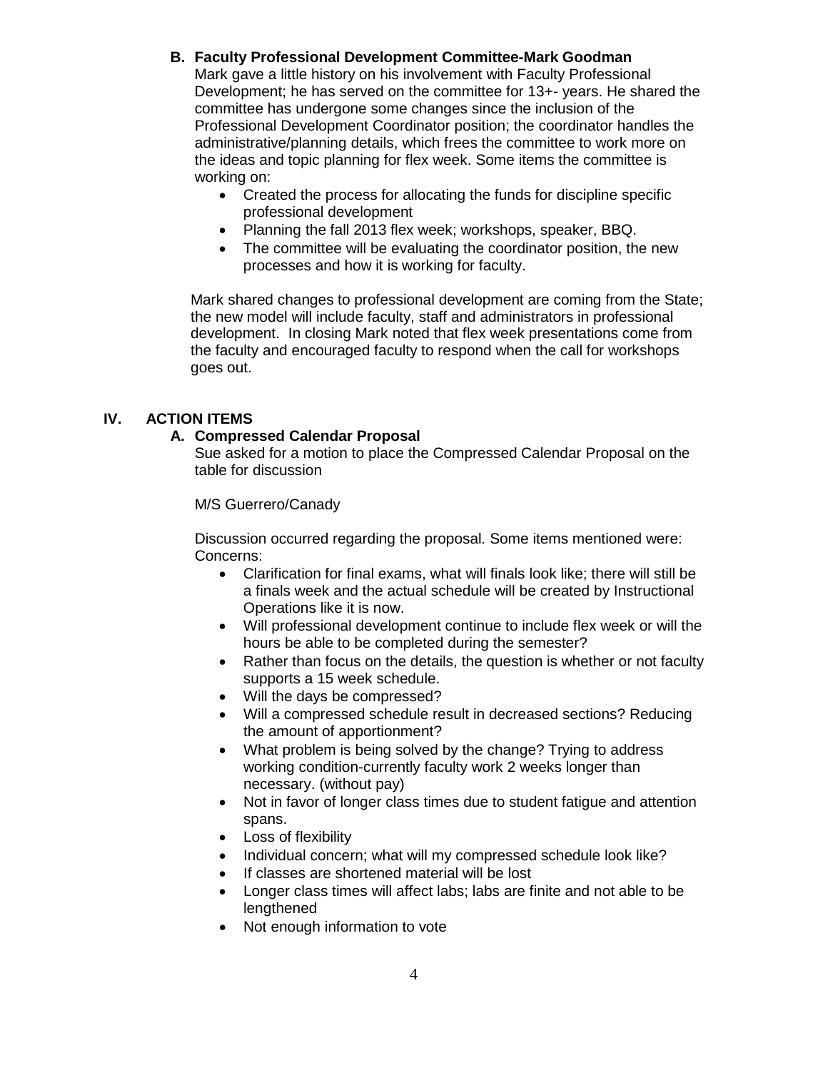### B. Faculty Professional Development Committee-Mark Goodman

Mark gave a little history on his involvement with Faculty Professional Development; he has served on the committee for 13+- years. He shared the committee has undergone some changes since the inclusion of the Professional Development Coordinator position; the coordinator handles the administrative/planning details, which frees the committee to work more on the ideas and topic planning for flex week. Some items the committee is working on:

- Created the process for allocating the funds for discipline specific professional development
- Planning the fall 2013 flex week; workshops, speaker, BBQ.
- The committee will be evaluating the coordinator position, the new processes and how it is working for faculty.

Mark shared changes to professional development are coming from the State; the new model will include faculty, staff and administrators in professional development. In closing Mark noted that flex week presentations come from the faculty and encouraged faculty to respond when the call for workshops goes out.

## IV. ACTION ITEMS

### A. Compressed Calendar Proposal

Sue asked for a motion to place the Compressed Calendar Proposal on the table for discussion

M/S Guerrero/Canady

Discussion occurred regarding the proposal. Some items mentioned were:
Concerns:

- Clarification for final exams, what will finals look like; there will still be a finals week and the actual schedule will be created by Instructional Operations like it is now.
- Will professional development continue to include flex week or will the hours be able to be completed during the semester?
- Rather than focus on the details, the question is whether or not faculty supports a 15 week schedule.
- Will the days be compressed?
- Will a compressed schedule result in decreased sections? Reducing the amount of apportionment?
- What problem is being solved by the change? Trying to address working condition-currently faculty work 2 weeks longer than necessary. (without pay)
- Not in favor of longer class times due to student fatigue and attention spans.
- Loss of flexibility
- Individual concern; what will my compressed schedule look like?
- If classes are shortened material will be lost
- Longer class times will affect labs; labs are finite and not able to be lengthened
- Not enough information to vote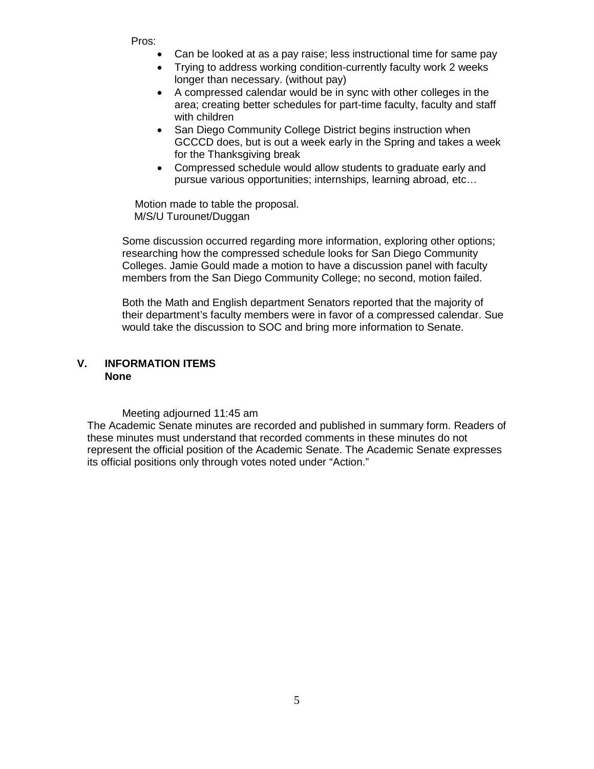Pros:

- Can be looked at as a pay raise; less instructional time for same pay
- Trying to address working condition-currently faculty work 2 weeks longer than necessary. (without pay)
- A compressed calendar would be in sync with other colleges in the area; creating better schedules for part-time faculty, faculty and staff with children
- San Diego Community College District begins instruction when GCCCD does, but is out a week early in the Spring and takes a week for the Thanksgiving break
- Compressed schedule would allow students to graduate early and pursue various opportunities; internships, learning abroad, etc…

Motion made to table the proposal.
M/S/U Turounet/Duggan

Some discussion occurred regarding more information, exploring other options; researching how the compressed schedule looks for San Diego Community Colleges. Jamie Gould made a motion to have a discussion panel with faculty members from the San Diego Community College; no second, motion failed.

Both the Math and English department Senators reported that the majority of their department's faculty members were in favor of a compressed calendar. Sue would take the discussion to SOC and bring more information to Senate.

## V. INFORMATION ITEMS

**None**

Meeting adjourned 11:45 am

The Academic Senate minutes are recorded and published in summary form. Readers of these minutes must understand that recorded comments in these minutes do not represent the official position of the Academic Senate. The Academic Senate expresses its official positions only through votes noted under "Action."